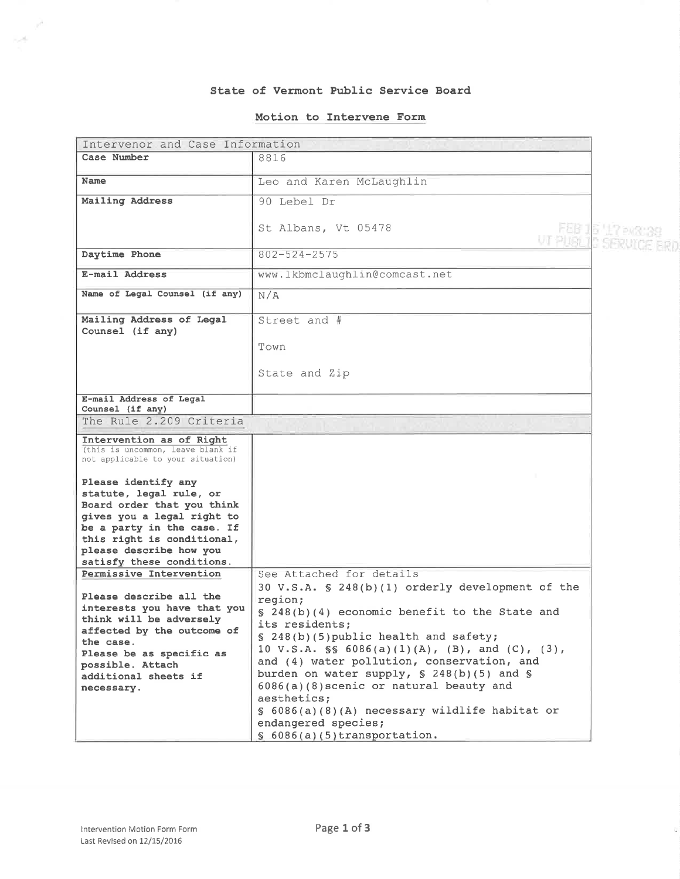# State of Vermont Public Service Board

## Motion to Intervene Form

| Intervenor and Case Information | |
|---|---|
| **Case Number** | 8816 |
| **Name** | Leo and Karen McLaughlin |
| **Mailing Address** | 90 Lebel Dr<br><br>St Albans, Vt 05478 |
| **Daytime Phone** | 802-524-2575 |
| **E-mail Address** | www.lkbmclaughlin@comcast.net |
| **Name of Legal Counsel (if any)** | N/A |
| **Mailing Address of Legal Counsel (if any)** | Street and #<br><br>Town<br><br>State and Zip |
| **E-mail Address of Legal Counsel (if any)** | |
| The Rule 2.209 Criteria | |
| **Intervention as of Right** (this is uncommon, leave blank if not applicable to your situation)<br><br>**Please identify any statute, legal rule, or Board order that you think gives you a legal right to be a party in the case. If this right is conditional, please describe how you satisfy these conditions.** | |
| **Permissive Intervention**<br><br>**Please describe all the interests you have that you think will be adversely affected by the outcome of the case. Please be as specific as possible. Attach additional sheets if necessary.** | See Attached for details<br>30 V.S.A. § 248(b)(1) orderly development of the region;<br>§ 248(b)(4) economic benefit to the State and its residents;<br>§ 248(b)(5)public health and safety;<br>10 V.S.A. §§ 6086(a)(1)(A), (B), and (C), (3), and (4) water pollution, conservation, and burden on water supply, § 248(b)(5) and § 6086(a)(8)scenic or natural beauty and aesthetics;<br>§ 6086(a)(8)(A) necessary wildlife habitat or endangered species;<br>§ 6086(a)(5)transportation. |

FEB 16 '17 PM3:38 VT PUBLIC SERVICE BRD

Intervention Motion Form Form
Last Revised on 12/15/2016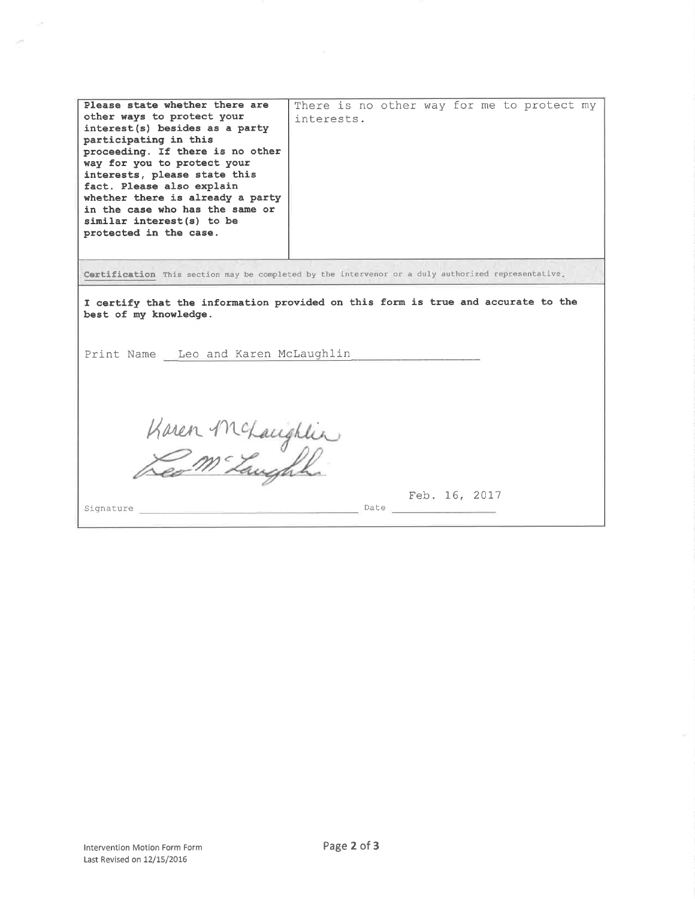| **Please state whether there are other ways to protect your interest(s) besides as a party participating in this proceeding. If there is no other way for you to protect your interests, please state this fact. Please also explain whether there is already a party in the case who has the same or similar interest(s) to be protected in the case.** | There is no other way for me to protect my interests. |
| --- | --- |

**Certification** This section may be completed by the intervenor or a duly authorized representative.

**I certify that the information provided on this form is true and accurate to the best of my knowledge.**

Print Name Leo and Karen McLaughlin

Signature Karen McLaughlin Leo McLaughlin Date Feb. 16, 2017

Intervention Motion Form Form
Last Revised on 12/15/2016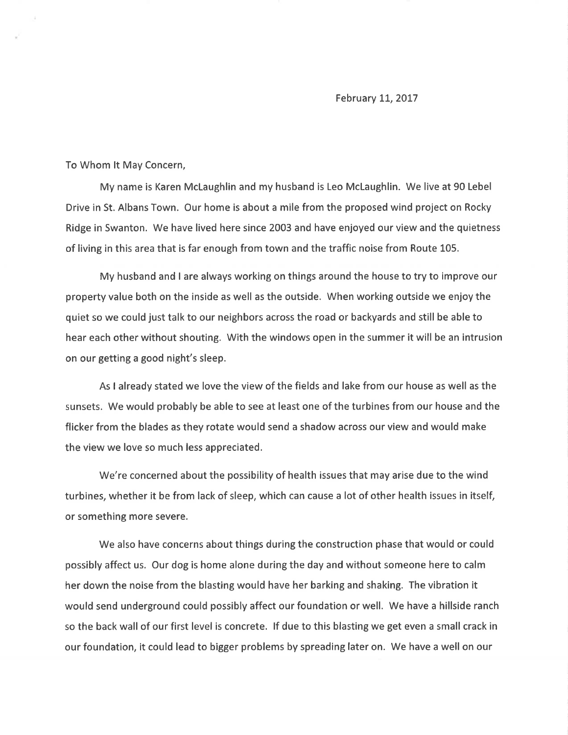February 11, 2017

To Whom It May Concern,

My name is Karen McLaughlin and my husband is Leo McLaughlin. We live at 90 Lebel Drive in St. Albans Town. Our home is about a mile from the proposed wind project on Rocky Ridge in Swanton. We have lived here since 2003 and have enjoyed our view and the quietness of living in this area that is far enough from town and the traffic noise from Route 105.

My husband and I are always working on things around the house to try to improve our property value both on the inside as well as the outside. When working outside we enjoy the quiet so we could just talk to our neighbors across the road or backyards and still be able to hear each other without shouting. With the windows open in the summer it will be an intrusion on our getting a good night's sleep.

As I already stated we love the view of the fields and lake from our house as well as the sunsets. We would probably be able to see at least one of the turbines from our house and the flicker from the blades as they rotate would send a shadow across our view and would make the view we love so much less appreciated.

We're concerned about the possibility of health issues that may arise due to the wind turbines, whether it be from lack of sleep, which can cause a lot of other health issues in itself, or something more severe.

We also have concerns about things during the construction phase that would or could possibly affect us. Our dog is home alone during the day and without someone here to calm her down the noise from the blasting would have her barking and shaking. The vibration it would send underground could possibly affect our foundation or well. We have a hillside ranch so the back wall of our first level is concrete. If due to this blasting we get even a small crack in our foundation, it could lead to bigger problems by spreading later on. We have a well on our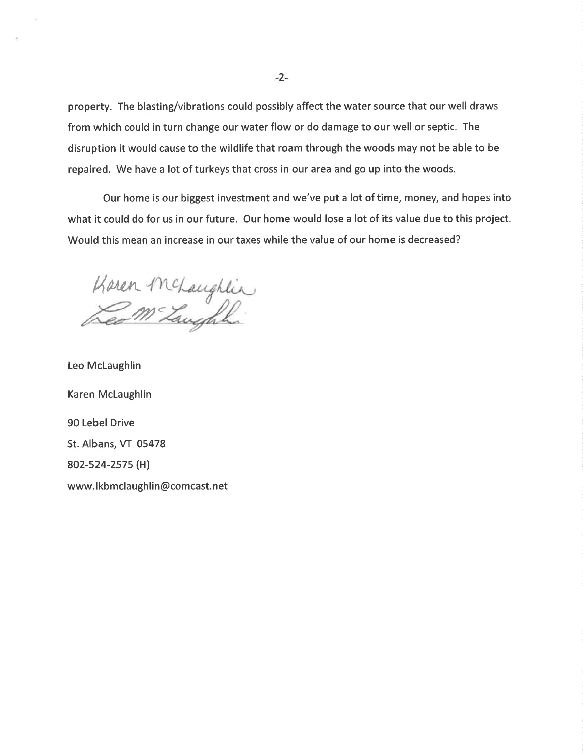property. The blasting/vibrations could possibly affect the water source that our well draws from which could in turn change our water flow or do damage to our well or septic. The disruption it would cause to the wildlife that roam through the woods may not be able to be repaired. We have a lot of turkeys that cross in our area and go up into the woods.

Our home is our biggest investment and we've put a lot of time, money, and hopes into what it could do for us in our future. Our home would lose a lot of its value due to this project. Would this mean an increase in our taxes while the value of our home is decreased?

Karen McLaughlin
Leo McLaughlin

Leo McLaughlin

Karen McLaughlin

90 Lebel Drive

St. Albans, VT 05478

802-524-2575 (H)

www.lkbmclaughlin@comcast.net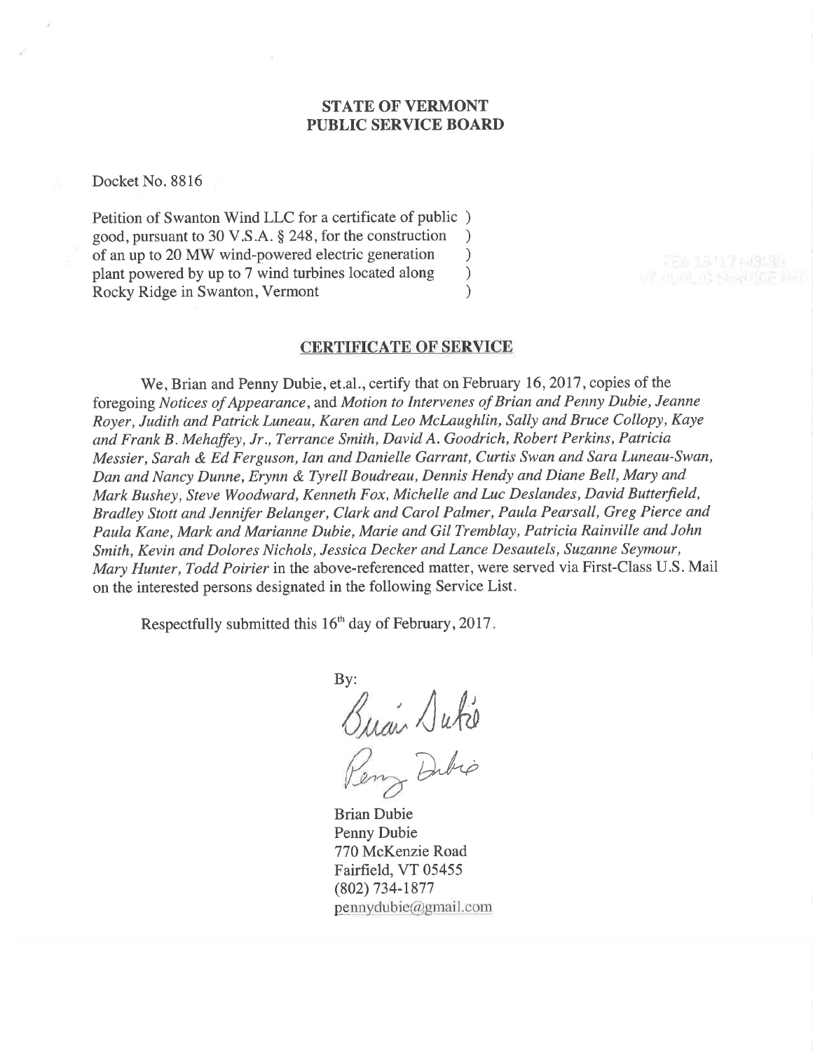**STATE OF VERMONT**
**PUBLIC SERVICE BOARD**

Docket No. 8816

Petition of Swanton Wind LLC for a certificate of public )
good, pursuant to 30 V.S.A. § 248, for the construction )
of an up to 20 MW wind-powered electric generation )
plant powered by up to 7 wind turbines located along )
Rocky Ridge in Swanton, Vermont )

**CERTIFICATE OF SERVICE**

We, Brian and Penny Dubie, et.al., certify that on February 16, 2017, copies of the foregoing *Notices of Appearance*, and *Motion to Intervenes of Brian and Penny Dubie, Jeanne Royer, Judith and Patrick Luneau, Karen and Leo McLaughlin, Sally and Bruce Collopy, Kaye and Frank B. Mehaffey, Jr., Terrance Smith, David A. Goodrich, Robert Perkins, Patricia Messier, Sarah & Ed Ferguson, Ian and Danielle Garrant, Curtis Swan and Sara Luneau-Swan, Dan and Nancy Dunne, Erynn & Tyrell Boudreau, Dennis Hendy and Diane Bell, Mary and Mark Bushey, Steve Woodward, Kenneth Fox, Michelle and Luc Deslandes, David Butterfield, Bradley Stott and Jennifer Belanger, Clark and Carol Palmer, Paula Pearsall, Greg Pierce and Paula Kane, Mark and Marianne Dubie, Marie and Gil Tremblay, Patricia Rainville and John Smith, Kevin and Dolores Nichols, Jessica Decker and Lance Desautels, Suzanne Seymour, Mary Hunter, Todd Poirier* in the above-referenced matter, were served via First-Class U.S. Mail on the interested persons designated in the following Service List.

Respectfully submitted this 16th day of February, 2017.

By:

Brian Dubie
Penny Dubie
770 McKenzie Road
Fairfield, VT 05455
(802) 734-1877
pennydubie@gmail.com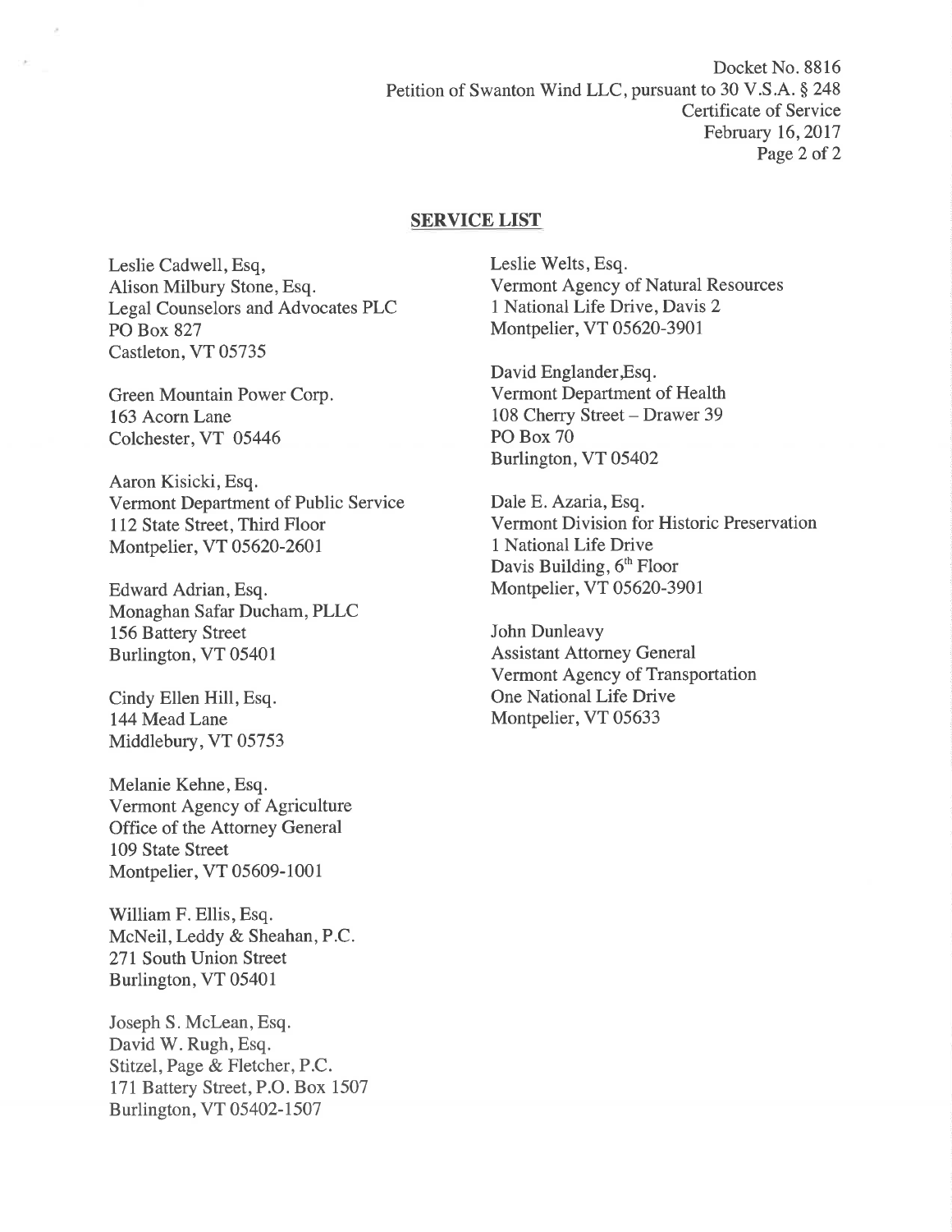## SERVICE LIST

Leslie Cadwell, Esq,
Alison Milbury Stone, Esq.
Legal Counselors and Advocates PLC
PO Box 827
Castleton, VT 05735

Green Mountain Power Corp.
163 Acorn Lane
Colchester, VT 05446

Aaron Kisicki, Esq.
Vermont Department of Public Service
112 State Street, Third Floor
Montpelier, VT 05620-2601

Edward Adrian, Esq.
Monaghan Safar Ducham, PLLC
156 Battery Street
Burlington, VT 05401

Cindy Ellen Hill, Esq.
144 Mead Lane
Middlebury, VT 05753

Melanie Kehne, Esq.
Vermont Agency of Agriculture
Office of the Attorney General
109 State Street
Montpelier, VT 05609-1001

William F. Ellis, Esq.
McNeil, Leddy & Sheahan, P.C.
271 South Union Street
Burlington, VT 05401

Joseph S. McLean, Esq.
David W. Rugh, Esq.
Stitzel, Page & Fletcher, P.C.
171 Battery Street, P.O. Box 1507
Burlington, VT 05402-1507

Leslie Welts, Esq.
Vermont Agency of Natural Resources
1 National Life Drive, Davis 2
Montpelier, VT 05620-3901

David Englander,Esq.
Vermont Department of Health
108 Cherry Street – Drawer 39
PO Box 70
Burlington, VT 05402

Dale E. Azaria, Esq.
Vermont Division for Historic Preservation
1 National Life Drive
Davis Building, 6th Floor
Montpelier, VT 05620-3901

John Dunleavy
Assistant Attorney General
Vermont Agency of Transportation
One National Life Drive
Montpelier, VT 05633